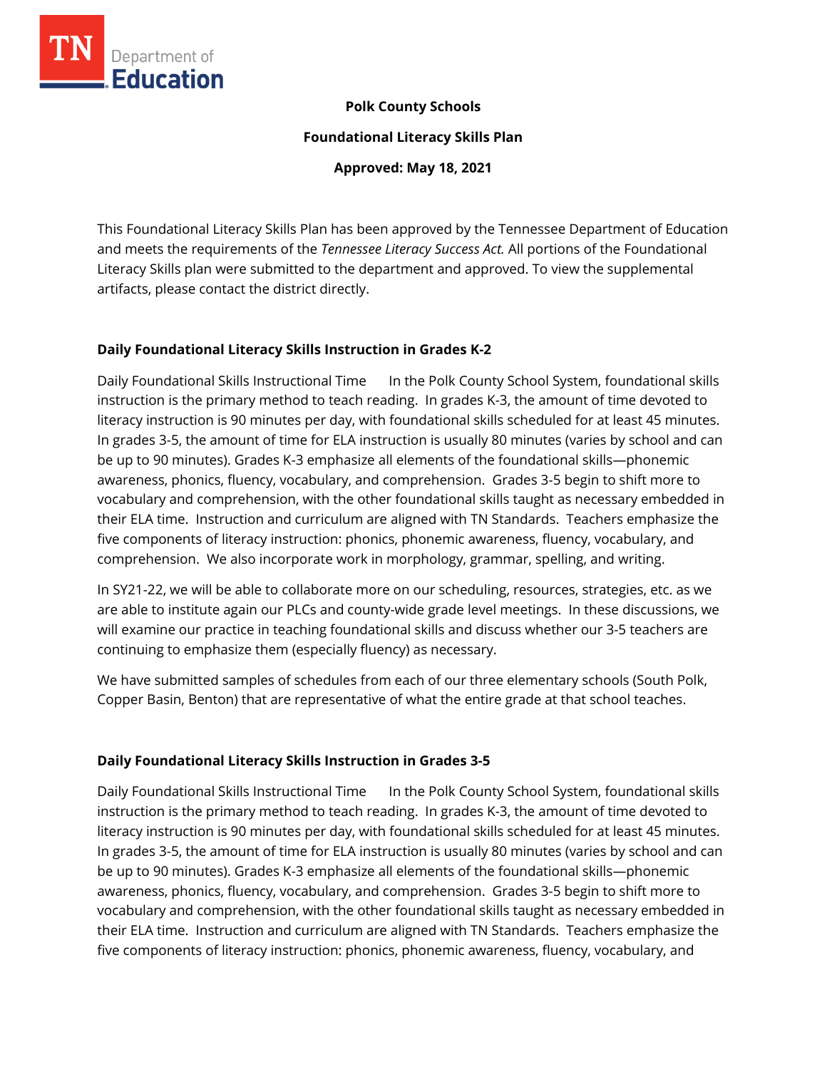**Polk County Schools**

**Foundational Literacy Skills Plan**

**Approved: May 18, 2021**

This Foundational Literacy Skills Plan has been approved by the Tennessee Department of Education and meets the requirements of the *Tennessee Literacy Success Act.* All portions of the Foundational Literacy Skills plan were submitted to the department and approved. To view the supplemental artifacts, please contact the district directly.

## Daily Foundational Literacy Skills Instruction in Grades K-2

Daily Foundational Skills Instructional Time In the Polk County School System, foundational skills instruction is the primary method to teach reading. In grades K-3, the amount of time devoted to literacy instruction is 90 minutes per day, with foundational skills scheduled for at least 45 minutes. In grades 3-5, the amount of time for ELA instruction is usually 80 minutes (varies by school and can be up to 90 minutes). Grades K-3 emphasize all elements of the foundational skills—phonemic awareness, phonics, fluency, vocabulary, and comprehension. Grades 3-5 begin to shift more to vocabulary and comprehension, with the other foundational skills taught as necessary embedded in their ELA time. Instruction and curriculum are aligned with TN Standards. Teachers emphasize the five components of literacy instruction: phonics, phonemic awareness, fluency, vocabulary, and comprehension. We also incorporate work in morphology, grammar, spelling, and writing.

In SY21-22, we will be able to collaborate more on our scheduling, resources, strategies, etc. as we are able to institute again our PLCs and county-wide grade level meetings. In these discussions, we will examine our practice in teaching foundational skills and discuss whether our 3-5 teachers are continuing to emphasize them (especially fluency) as necessary.

We have submitted samples of schedules from each of our three elementary schools (South Polk, Copper Basin, Benton) that are representative of what the entire grade at that school teaches.

## Daily Foundational Literacy Skills Instruction in Grades 3-5

Daily Foundational Skills Instructional Time In the Polk County School System, foundational skills instruction is the primary method to teach reading. In grades K-3, the amount of time devoted to literacy instruction is 90 minutes per day, with foundational skills scheduled for at least 45 minutes. In grades 3-5, the amount of time for ELA instruction is usually 80 minutes (varies by school and can be up to 90 minutes). Grades K-3 emphasize all elements of the foundational skills—phonemic awareness, phonics, fluency, vocabulary, and comprehension. Grades 3-5 begin to shift more to vocabulary and comprehension, with the other foundational skills taught as necessary embedded in their ELA time. Instruction and curriculum are aligned with TN Standards. Teachers emphasize the five components of literacy instruction: phonics, phonemic awareness, fluency, vocabulary, and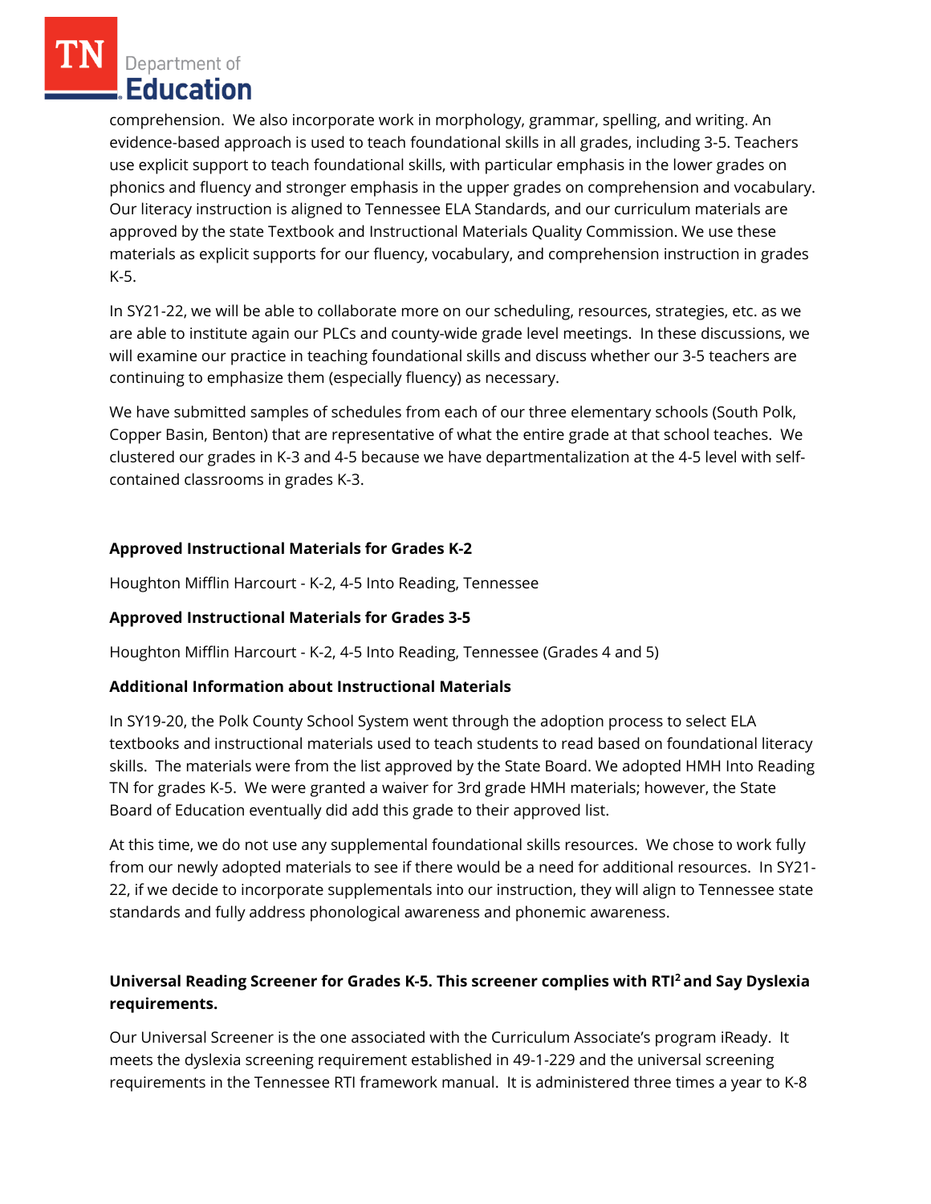comprehension. We also incorporate work in morphology, grammar, spelling, and writing. An evidence-based approach is used to teach foundational skills in all grades, including 3-5. Teachers use explicit support to teach foundational skills, with particular emphasis in the lower grades on phonics and fluency and stronger emphasis in the upper grades on comprehension and vocabulary. Our literacy instruction is aligned to Tennessee ELA Standards, and our curriculum materials are approved by the state Textbook and Instructional Materials Quality Commission. We use these materials as explicit supports for our fluency, vocabulary, and comprehension instruction in grades K-5.

In SY21-22, we will be able to collaborate more on our scheduling, resources, strategies, etc. as we are able to institute again our PLCs and county-wide grade level meetings. In these discussions, we will examine our practice in teaching foundational skills and discuss whether our 3-5 teachers are continuing to emphasize them (especially fluency) as necessary.

We have submitted samples of schedules from each of our three elementary schools (South Polk, Copper Basin, Benton) that are representative of what the entire grade at that school teaches. We clustered our grades in K-3 and 4-5 because we have departmentalization at the 4-5 level with self-contained classrooms in grades K-3.

**Approved Instructional Materials for Grades K-2**

Houghton Mifflin Harcourt - K-2, 4-5 Into Reading, Tennessee

**Approved Instructional Materials for Grades 3-5**

Houghton Mifflin Harcourt - K-2, 4-5 Into Reading, Tennessee (Grades 4 and 5)

**Additional Information about Instructional Materials**

In SY19-20, the Polk County School System went through the adoption process to select ELA textbooks and instructional materials used to teach students to read based on foundational literacy skills. The materials were from the list approved by the State Board. We adopted HMH Into Reading TN for grades K-5. We were granted a waiver for 3rd grade HMH materials; however, the State Board of Education eventually did add this grade to their approved list.

At this time, we do not use any supplemental foundational skills resources. We chose to work fully from our newly adopted materials to see if there would be a need for additional resources. In SY21-22, if we decide to incorporate supplementals into our instruction, they will align to Tennessee state standards and fully address phonological awareness and phonemic awareness.

**Universal Reading Screener for Grades K-5. This screener complies with RTI² and Say Dyslexia requirements.**

Our Universal Screener is the one associated with the Curriculum Associate's program iReady. It meets the dyslexia screening requirement established in 49-1-229 and the universal screening requirements in the Tennessee RTI framework manual. It is administered three times a year to K-8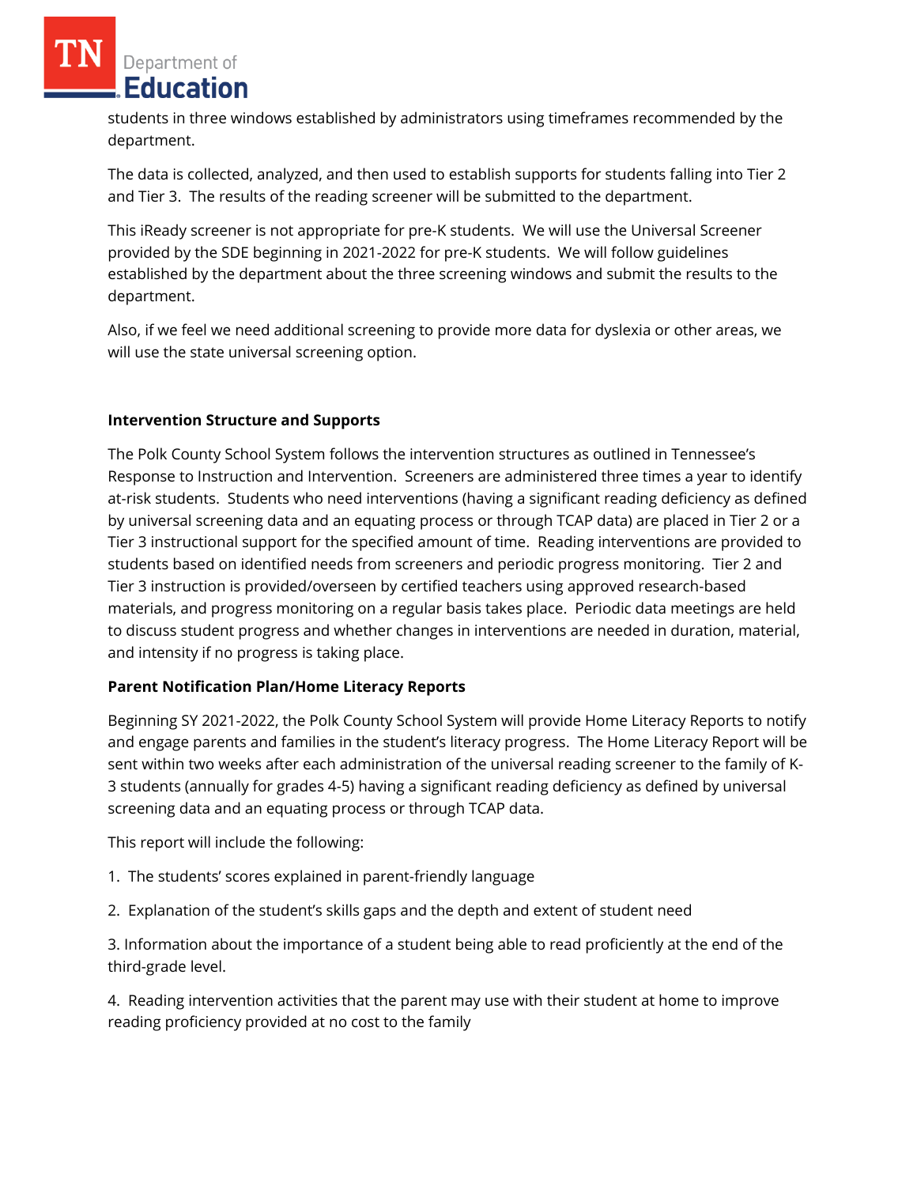students in three windows established by administrators using timeframes recommended by the department.

The data is collected, analyzed, and then used to establish supports for students falling into Tier 2 and Tier 3. The results of the reading screener will be submitted to the department.

This iReady screener is not appropriate for pre-K students. We will use the Universal Screener provided by the SDE beginning in 2021-2022 for pre-K students. We will follow guidelines established by the department about the three screening windows and submit the results to the department.

Also, if we feel we need additional screening to provide more data for dyslexia or other areas, we will use the state universal screening option.

**Intervention Structure and Supports**

The Polk County School System follows the intervention structures as outlined in Tennessee's Response to Instruction and Intervention. Screeners are administered three times a year to identify at-risk students. Students who need interventions (having a significant reading deficiency as defined by universal screening data and an equating process or through TCAP data) are placed in Tier 2 or a Tier 3 instructional support for the specified amount of time. Reading interventions are provided to students based on identified needs from screeners and periodic progress monitoring. Tier 2 and Tier 3 instruction is provided/overseen by certified teachers using approved research-based materials, and progress monitoring on a regular basis takes place. Periodic data meetings are held to discuss student progress and whether changes in interventions are needed in duration, material, and intensity if no progress is taking place.

**Parent Notification Plan/Home Literacy Reports**

Beginning SY 2021-2022, the Polk County School System will provide Home Literacy Reports to notify and engage parents and families in the student's literacy progress. The Home Literacy Report will be sent within two weeks after each administration of the universal reading screener to the family of K-3 students (annually for grades 4-5) having a significant reading deficiency as defined by universal screening data and an equating process or through TCAP data.

This report will include the following:

1. The students' scores explained in parent-friendly language
2. Explanation of the student's skills gaps and the depth and extent of student need
3. Information about the importance of a student being able to read proficiently at the end of the third-grade level.
4. Reading intervention activities that the parent may use with their student at home to improve reading proficiency provided at no cost to the family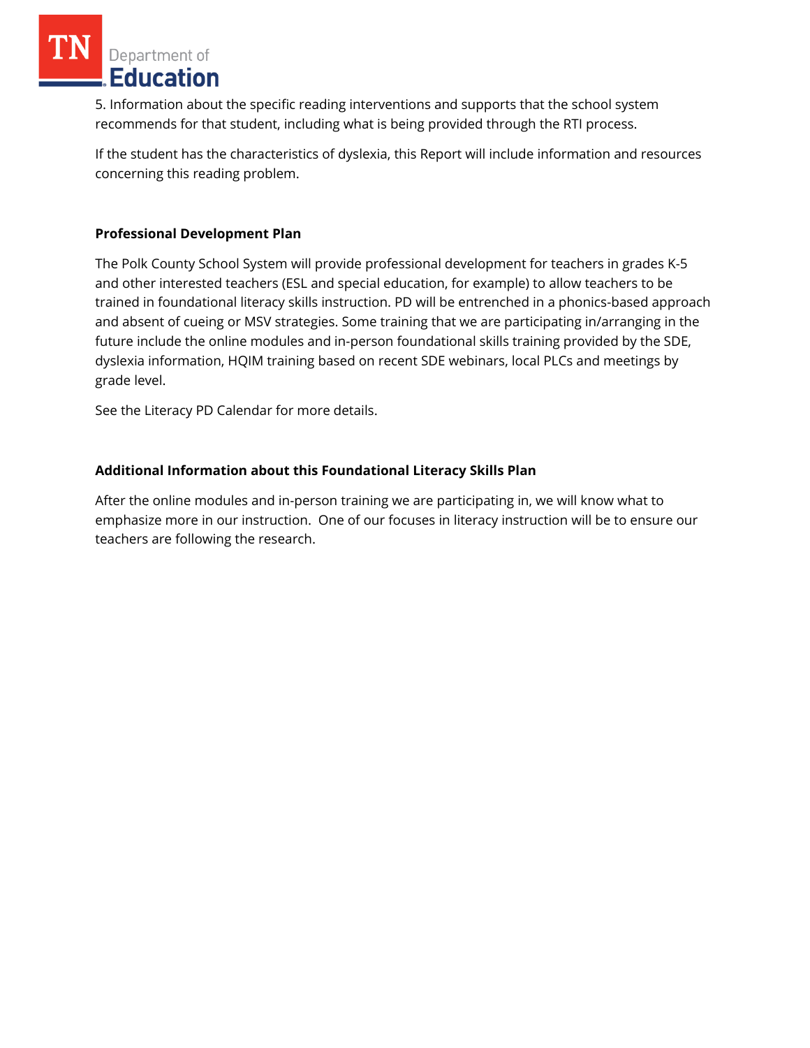5. Information about the specific reading interventions and supports that the school system recommends for that student, including what is being provided through the RTI process.

If the student has the characteristics of dyslexia, this Report will include information and resources concerning this reading problem.

**Professional Development Plan**

The Polk County School System will provide professional development for teachers in grades K-5 and other interested teachers (ESL and special education, for example) to allow teachers to be trained in foundational literacy skills instruction. PD will be entrenched in a phonics-based approach and absent of cueing or MSV strategies. Some training that we are participating in/arranging in the future include the online modules and in-person foundational skills training provided by the SDE, dyslexia information, HQIM training based on recent SDE webinars, local PLCs and meetings by grade level.

See the Literacy PD Calendar for more details.

**Additional Information about this Foundational Literacy Skills Plan**

After the online modules and in-person training we are participating in, we will know what to emphasize more in our instruction. One of our focuses in literacy instruction will be to ensure our teachers are following the research.